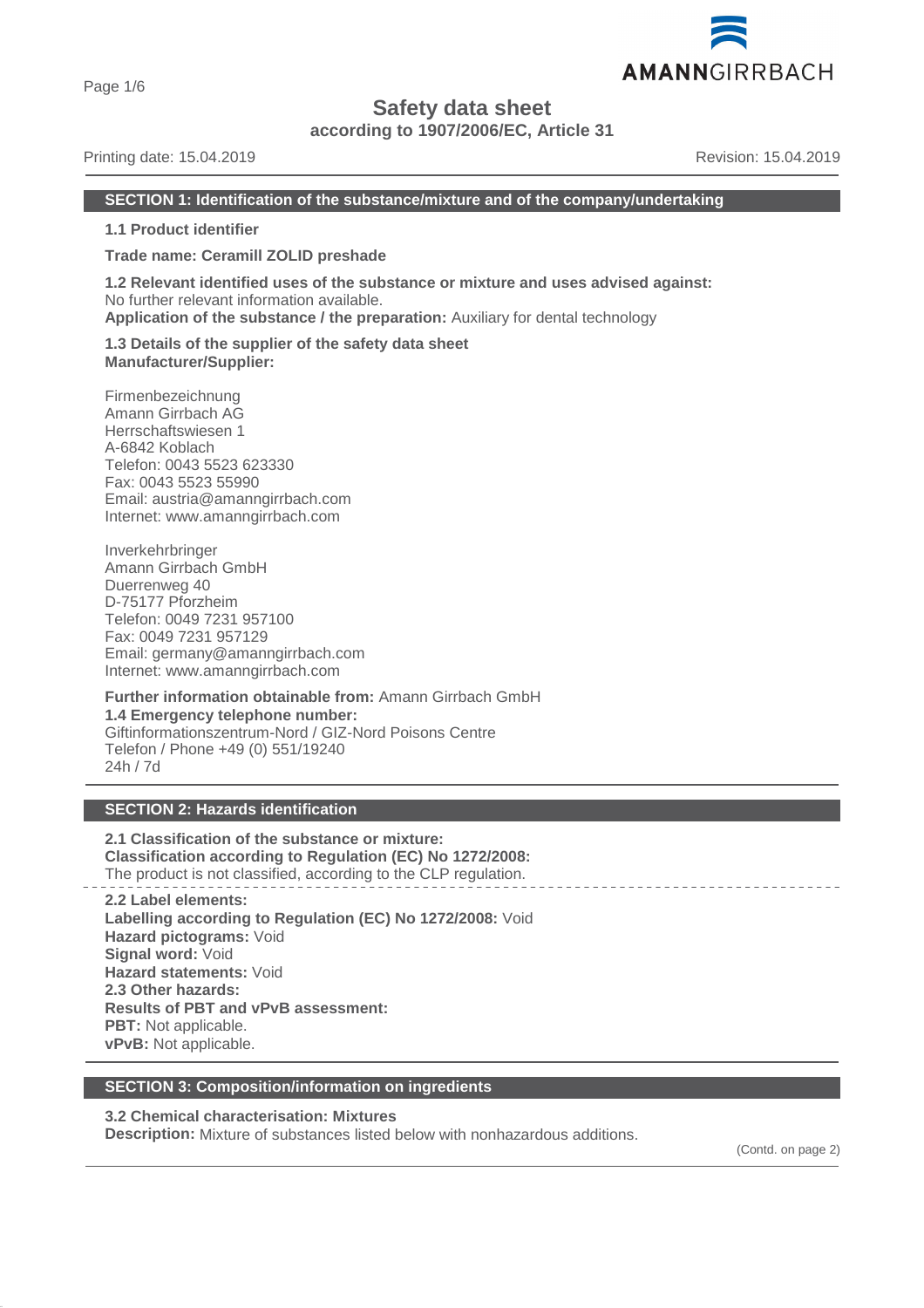# Safety data sheet

**according to 1907/2006/EC, Article 31**

Printing date: 15.04.2019 Revision: 15.04.2019

## SECTION 1: Identification of the substance/mixture and of the company/undertaking

**1.1 Product identifier**

**Trade name: Ceramill ZOLID preshade**

**1.2 Relevant identified uses of the substance or mixture and uses advised against:**
No further relevant information available.
**Application of the substance / the preparation:** Auxiliary for dental technology

**1.3 Details of the supplier of the safety data sheet**
**Manufacturer/Supplier:**

Firmenbezeichnung
Amann Girrbach AG
Herrschaftswiesen 1
A-6842 Koblach
Telefon: 0043 5523 623330
Fax: 0043 5523 55990
Email: austria@amanngirrbach.com
Internet: www.amanngirrbach.com

Inverkehrbringer
Amann Girrbach GmbH
Duerrenweg 40
D-75177 Pforzheim
Telefon: 0049 7231 957100
Fax: 0049 7231 957129
Email: germany@amanngirrbach.com
Internet: www.amanngirrbach.com

**Further information obtainable from:** Amann Girrbach GmbH
**1.4 Emergency telephone number:**
Giftinformationszentrum-Nord / GIZ-Nord Poisons Centre
Telefon / Phone +49 (0) 551/19240
24h / 7d

## SECTION 2: Hazards identification

**2.1 Classification of the substance or mixture:**
**Classification according to Regulation (EC) No 1272/2008:**
The product is not classified, according to the CLP regulation.

**2.2 Label elements:**
**Labelling according to Regulation (EC) No 1272/2008:** Void
**Hazard pictograms:** Void
**Signal word:** Void
**Hazard statements:** Void
**2.3 Other hazards:**
**Results of PBT and vPvB assessment:**
**PBT:** Not applicable.
**vPvB:** Not applicable.

## SECTION 3: Composition/information on ingredients

**3.2 Chemical characterisation: Mixtures**
**Description:** Mixture of substances listed below with nonhazardous additions.

(Contd. on page 2)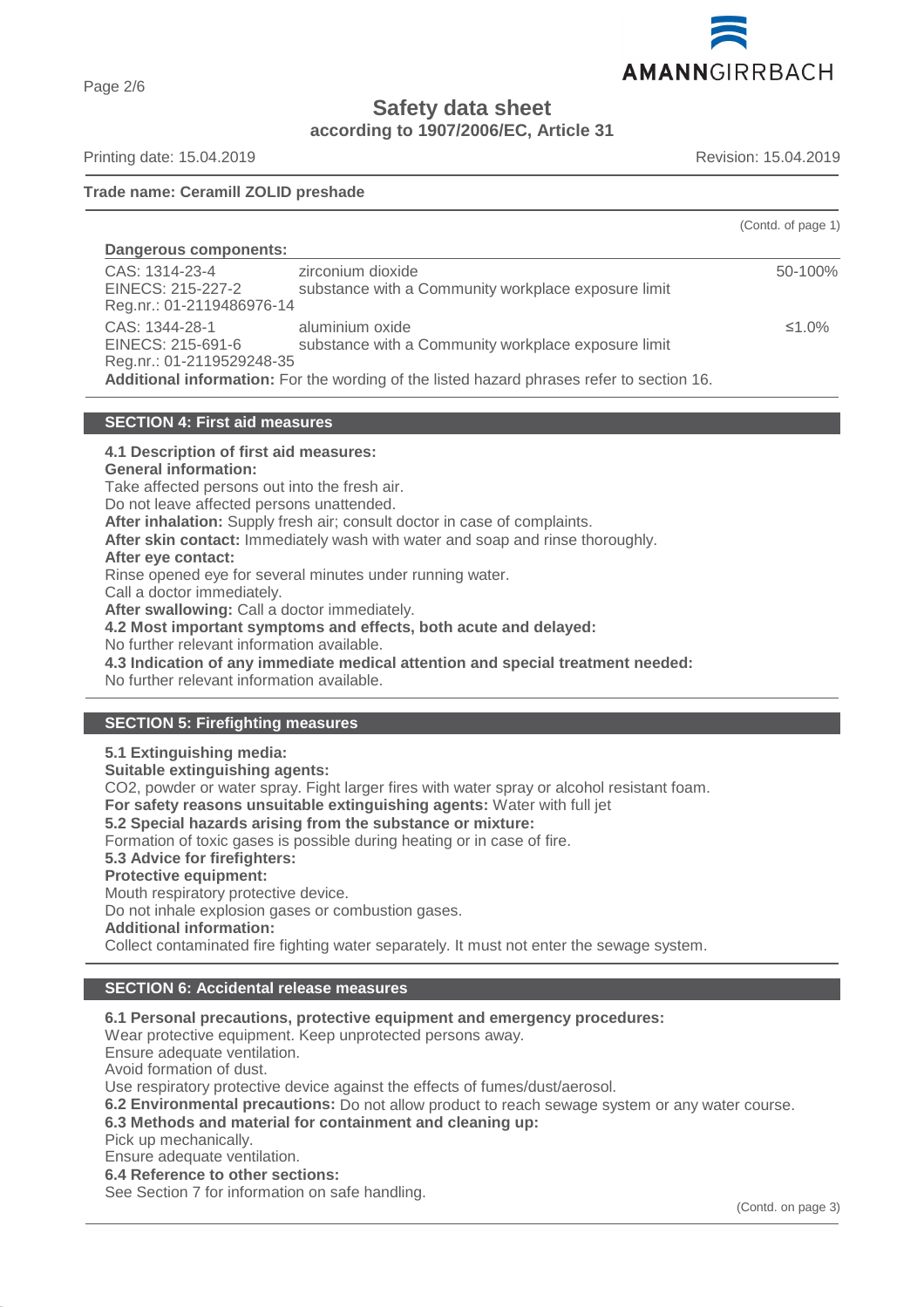(Contd. of page 1)

**Dangerous components:**

| | | |
|---|---|---|
| CAS: 1314-23-4<br>EINECS: 215-227-2<br>Reg.nr.: 01-2119486976-14 | zirconium dioxide<br>substance with a Community workplace exposure limit | 50-100% |
| CAS: 1344-28-1<br>EINECS: 215-691-6<br>Reg.nr.: 01-2119529248-35 | aluminium oxide<br>substance with a Community workplace exposure limit | ≤1.0% |

**Additional information:** For the wording of the listed hazard phrases refer to section 16.

## SECTION 4: First aid measures

**4.1 Description of first aid measures:**

**General information:**

Take affected persons out into the fresh air.

Do not leave affected persons unattended.

**After inhalation:** Supply fresh air; consult doctor in case of complaints.

**After skin contact:** Immediately wash with water and soap and rinse thoroughly.

**After eye contact:**

Rinse opened eye for several minutes under running water.

Call a doctor immediately.

**After swallowing:** Call a doctor immediately.

**4.2 Most important symptoms and effects, both acute and delayed:**

No further relevant information available.

**4.3 Indication of any immediate medical attention and special treatment needed:**

No further relevant information available.

## SECTION 5: Firefighting measures

**5.1 Extinguishing media:**

**Suitable extinguishing agents:**

CO2, powder or water spray. Fight larger fires with water spray or alcohol resistant foam.

**For safety reasons unsuitable extinguishing agents:** Water with full jet

**5.2 Special hazards arising from the substance or mixture:**

Formation of toxic gases is possible during heating or in case of fire.

**5.3 Advice for firefighters:**

**Protective equipment:**

Mouth respiratory protective device.

Do not inhale explosion gases or combustion gases.

**Additional information:**

Collect contaminated fire fighting water separately. It must not enter the sewage system.

## SECTION 6: Accidental release measures

**6.1 Personal precautions, protective equipment and emergency procedures:**

Wear protective equipment. Keep unprotected persons away.

Ensure adequate ventilation.

Avoid formation of dust.

Use respiratory protective device against the effects of fumes/dust/aerosol.

**6.2 Environmental precautions:** Do not allow product to reach sewage system or any water course.

**6.3 Methods and material for containment and cleaning up:**

Pick up mechanically.

Ensure adequate ventilation.

**6.4 Reference to other sections:**

See Section 7 for information on safe handling.

(Contd. on page 3)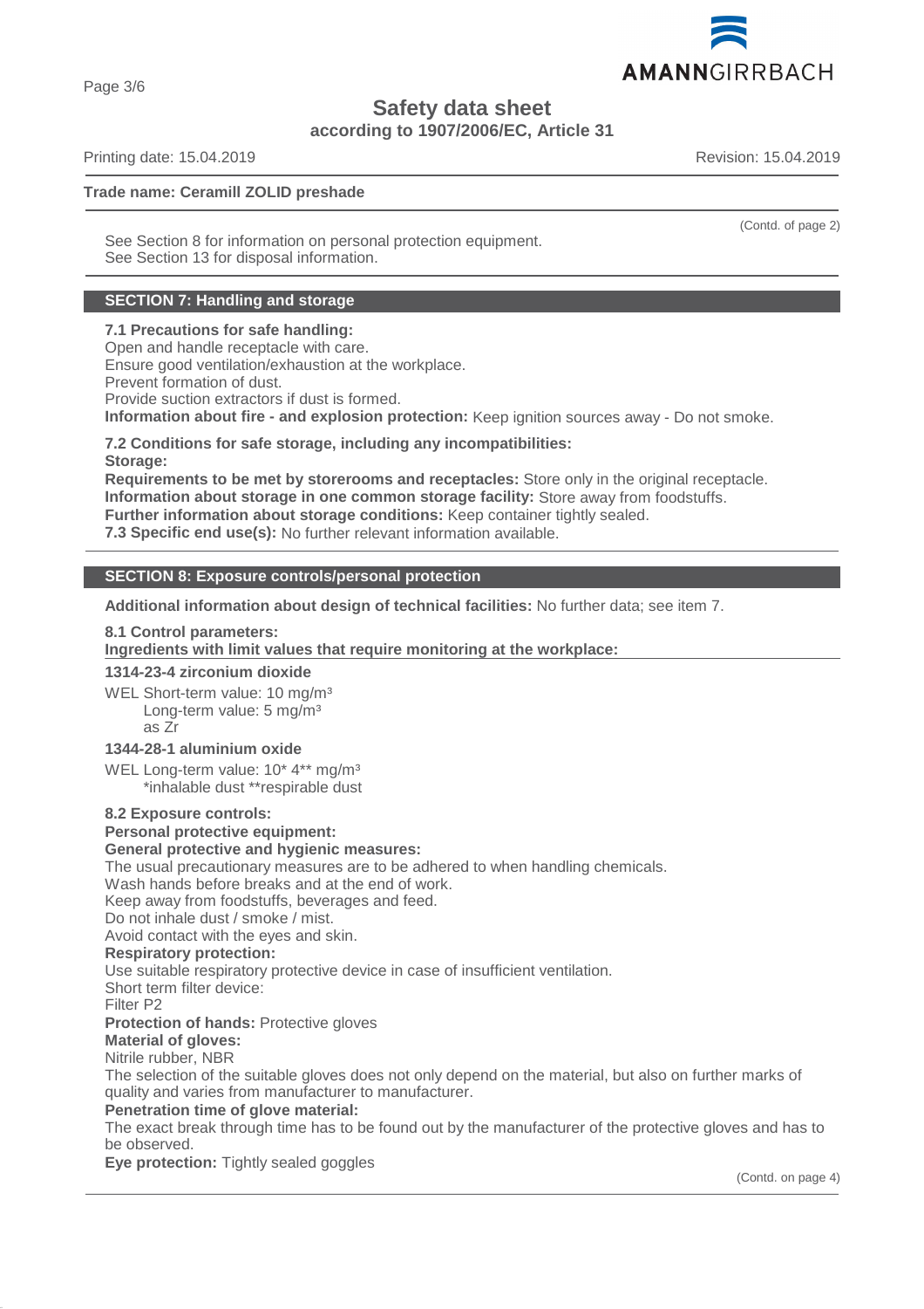(Contd. of page 2)

See Section 8 for information on personal protection equipment.
See Section 13 for disposal information.

## SECTION 7: Handling and storage

**7.1 Precautions for safe handling:**
Open and handle receptacle with care.
Ensure good ventilation/exhaustion at the workplace.
Prevent formation of dust.
Provide suction extractors if dust is formed.
**Information about fire - and explosion protection:** Keep ignition sources away - Do not smoke.

**7.2 Conditions for safe storage, including any incompatibilities:**
**Storage:**
**Requirements to be met by storerooms and receptacles:** Store only in the original receptacle.
**Information about storage in one common storage facility:** Store away from foodstuffs.
**Further information about storage conditions:** Keep container tightly sealed.
**7.3 Specific end use(s):** No further relevant information available.

## SECTION 8: Exposure controls/personal protection

**Additional information about design of technical facilities:** No further data; see item 7.

**8.1 Control parameters:**
**Ingredients with limit values that require monitoring at the workplace:**

**1314-23-4 zirconium dioxide**

WEL Short-term value: 10 mg/m³
Long-term value: 5 mg/m³
as Zr

**1344-28-1 aluminium oxide**

WEL Long-term value: 10* 4** mg/m³
*inhalable dust **respirable dust

**8.2 Exposure controls:**
**Personal protective equipment:**
**General protective and hygienic measures:**
The usual precautionary measures are to be adhered to when handling chemicals.
Wash hands before breaks and at the end of work.
Keep away from foodstuffs, beverages and feed.
Do not inhale dust / smoke / mist.
Avoid contact with the eyes and skin.
**Respiratory protection:**
Use suitable respiratory protective device in case of insufficient ventilation.
Short term filter device:
Filter P2
**Protection of hands:** Protective gloves
**Material of gloves:**
Nitrile rubber, NBR
The selection of the suitable gloves does not only depend on the material, but also on further marks of quality and varies from manufacturer to manufacturer.
**Penetration time of glove material:**
The exact break through time has to be found out by the manufacturer of the protective gloves and has to be observed.
**Eye protection:** Tightly sealed goggles

(Contd. on page 4)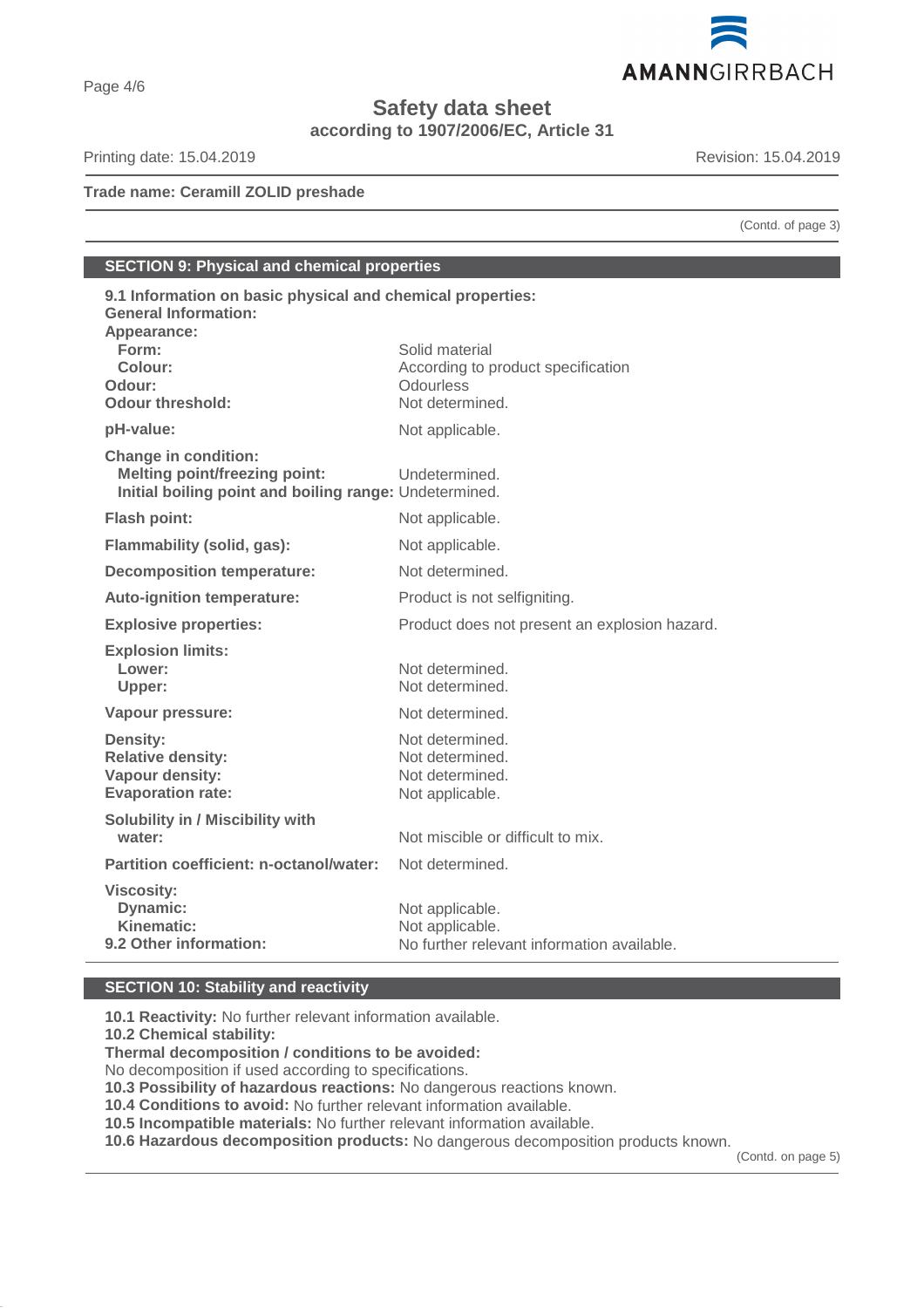Safety data sheet
according to 1907/2006/EC, Article 31

Printing date: 15.04.2019 Revision: 15.04.2019

**Trade name: Ceramill ZOLID preshade**

(Contd. of page 3)

## SECTION 9: Physical and chemical properties

**9.1 Information on basic physical and chemical properties:**
**General Information:**

| | |
|---|---|
| **Appearance:** | |
| **Form:** | Solid material |
| **Colour:** | According to product specification |
| **Odour:** | Odourless |
| **Odour threshold:** | Not determined. |
| **pH-value:** | Not applicable. |
| **Change in condition:** | |
| **Melting point/freezing point:** | Undetermined. |
| **Initial boiling point and boiling range:** | Undetermined. |
| **Flash point:** | Not applicable. |
| **Flammability (solid, gas):** | Not applicable. |
| **Decomposition temperature:** | Not determined. |
| **Auto-ignition temperature:** | Product is not selfigniting. |
| **Explosive properties:** | Product does not present an explosion hazard. |
| **Explosion limits:** | |
| **Lower:** | Not determined. |
| **Upper:** | Not determined. |
| **Vapour pressure:** | Not determined. |
| **Density:** | Not determined. |
| **Relative density:** | Not determined. |
| **Vapour density:** | Not determined. |
| **Evaporation rate:** | Not applicable. |
| **Solubility in / Miscibility with water:** | Not miscible or difficult to mix. |
| **Partition coefficient: n-octanol/water:** | Not determined. |
| **Viscosity:** | |
| **Dynamic:** | Not applicable. |
| **Kinematic:** | Not applicable. |
| **9.2 Other information:** | No further relevant information available. |

## SECTION 10: Stability and reactivity

**10.1 Reactivity:** No further relevant information available.
**10.2 Chemical stability:**
**Thermal decomposition / conditions to be avoided:**
No decomposition if used according to specifications.
**10.3 Possibility of hazardous reactions:** No dangerous reactions known.
**10.4 Conditions to avoid:** No further relevant information available.
**10.5 Incompatible materials:** No further relevant information available.
**10.6 Hazardous decomposition products:** No dangerous decomposition products known.

(Contd. on page 5)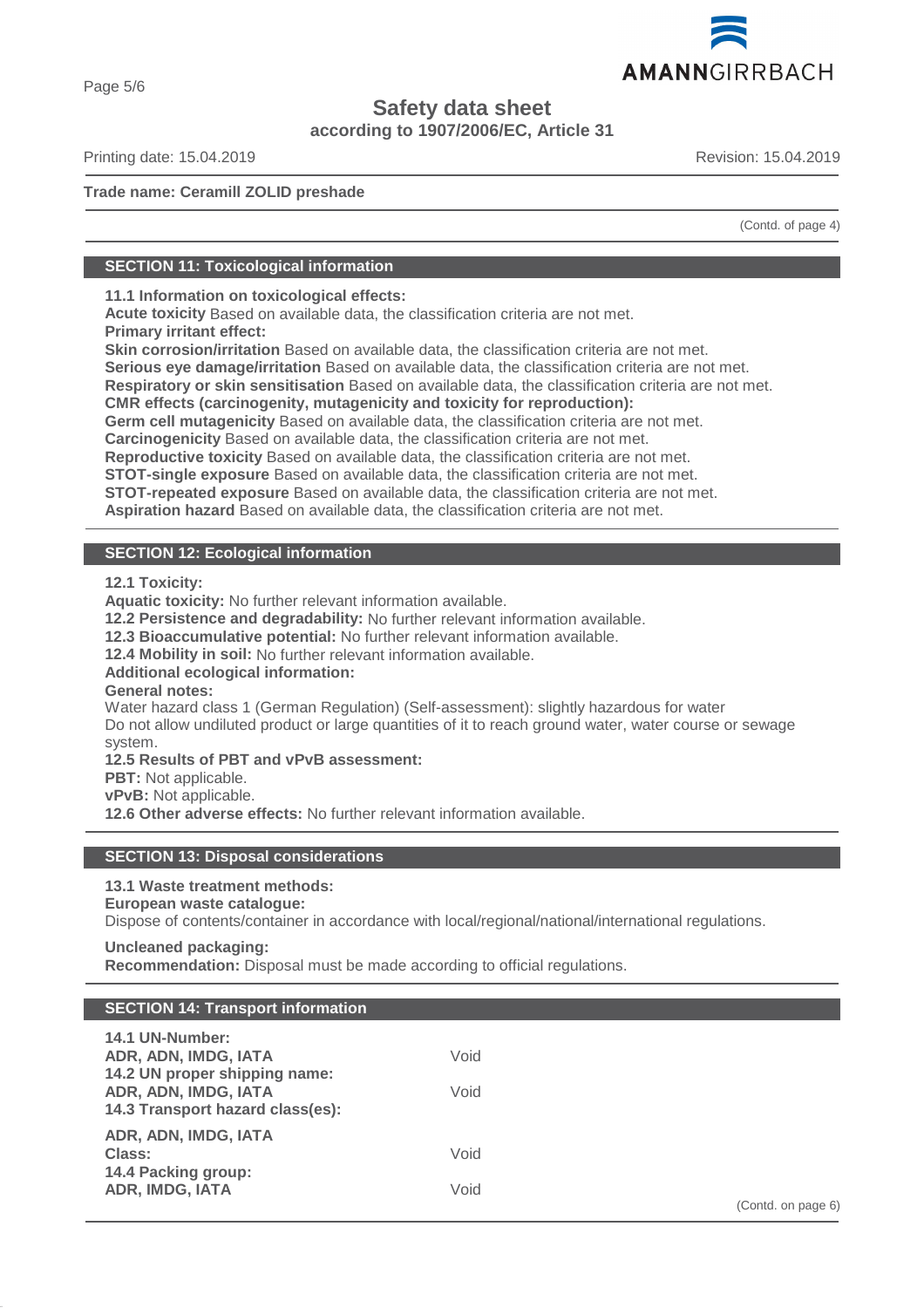**Trade name: Ceramill ZOLID preshade**

(Contd. of page 4)

## SECTION 11: Toxicological information

**11.1 Information on toxicological effects:**
**Acute toxicity** Based on available data, the classification criteria are not met.
**Primary irritant effect:**
**Skin corrosion/irritation** Based on available data, the classification criteria are not met.
**Serious eye damage/irritation** Based on available data, the classification criteria are not met.
**Respiratory or skin sensitisation** Based on available data, the classification criteria are not met.
**CMR effects (carcinogenity, mutagenicity and toxicity for reproduction):**
**Germ cell mutagenicity** Based on available data, the classification criteria are not met.
**Carcinogenicity** Based on available data, the classification criteria are not met.
**Reproductive toxicity** Based on available data, the classification criteria are not met.
**STOT-single exposure** Based on available data, the classification criteria are not met.
**STOT-repeated exposure** Based on available data, the classification criteria are not met.
**Aspiration hazard** Based on available data, the classification criteria are not met.

## SECTION 12: Ecological information

**12.1 Toxicity:**
**Aquatic toxicity:** No further relevant information available.
**12.2 Persistence and degradability:** No further relevant information available.
**12.3 Bioaccumulative potential:** No further relevant information available.
**12.4 Mobility in soil:** No further relevant information available.
**Additional ecological information:**
**General notes:**
Water hazard class 1 (German Regulation) (Self-assessment): slightly hazardous for water
Do not allow undiluted product or large quantities of it to reach ground water, water course or sewage system.
**12.5 Results of PBT and vPvB assessment:**
**PBT:** Not applicable.
**vPvB:** Not applicable.
**12.6 Other adverse effects:** No further relevant information available.

## SECTION 13: Disposal considerations

**13.1 Waste treatment methods:**
**European waste catalogue:**
Dispose of contents/container in accordance with local/regional/national/international regulations.

**Uncleaned packaging:**
**Recommendation:** Disposal must be made according to official regulations.

## SECTION 14: Transport information

| | |
|---|---|
| **14.1 UN-Number:** | |
| **ADR, ADN, IMDG, IATA** | Void |
| **14.2 UN proper shipping name:** | |
| **ADR, ADN, IMDG, IATA** | Void |
| **14.3 Transport hazard class(es):** | |
| **ADR, ADN, IMDG, IATA** | |
| **Class:** | Void |
| **14.4 Packing group:** | |
| **ADR, IMDG, IATA** | Void |

(Contd. on page 6)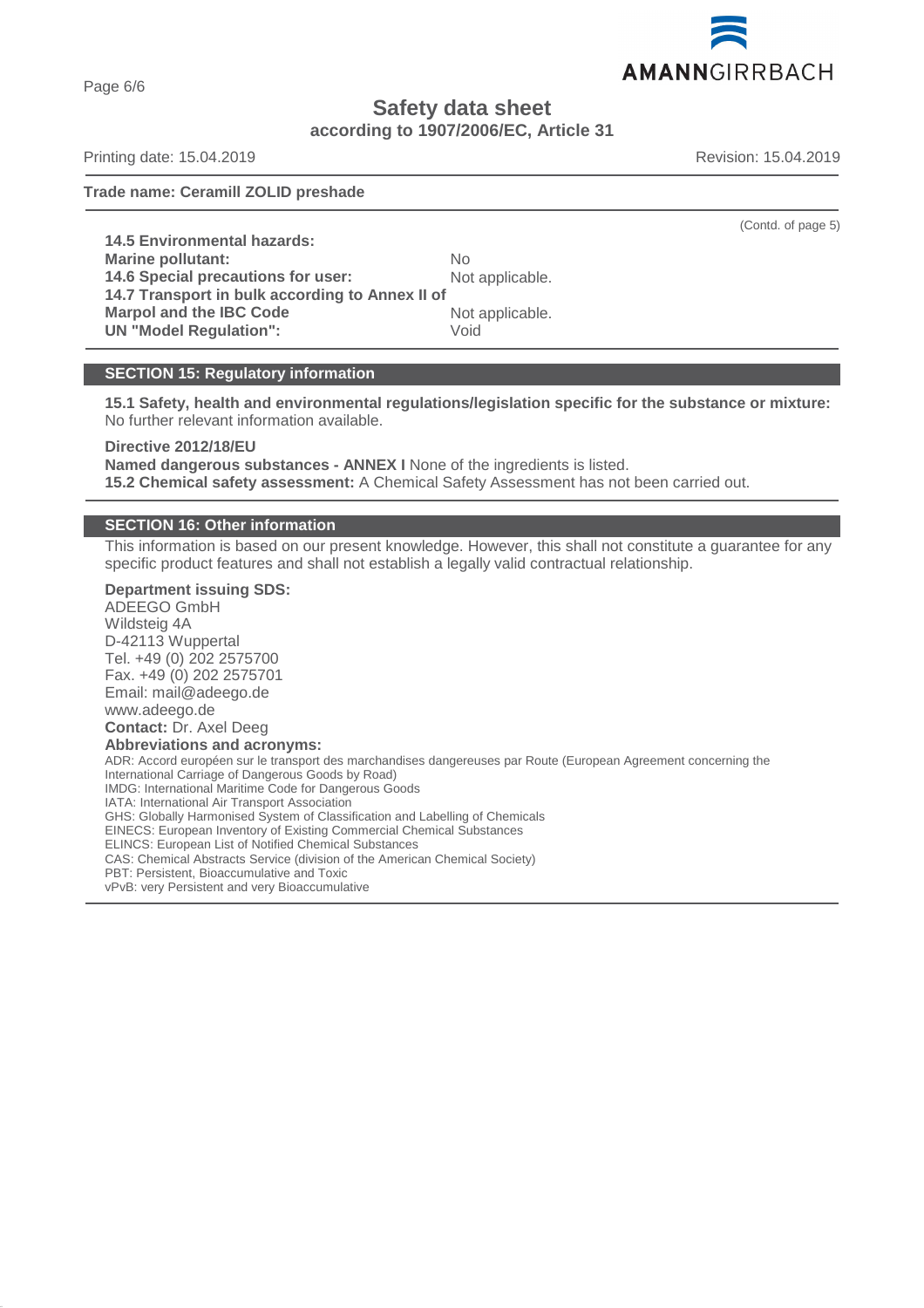(Contd. of page 5)

**14.5 Environmental hazards:**
**Marine pollutant:** No
**14.6 Special precautions for user:** Not applicable.
**14.7 Transport in bulk according to Annex II of Marpol and the IBC Code** Not applicable.
**UN "Model Regulation":** Void

## SECTION 15: Regulatory information

**15.1 Safety, health and environmental regulations/legislation specific for the substance or mixture:**
No further relevant information available.

**Directive 2012/18/EU**
**Named dangerous substances - ANNEX I** None of the ingredients is listed.
**15.2 Chemical safety assessment:** A Chemical Safety Assessment has not been carried out.

## SECTION 16: Other information

This information is based on our present knowledge. However, this shall not constitute a guarantee for any specific product features and shall not establish a legally valid contractual relationship.

**Department issuing SDS:**
ADEEGO GmbH
Wildsteig 4A
D-42113 Wuppertal
Tel. +49 (0) 202 2575700
Fax. +49 (0) 202 2575701
Email: mail@adeego.de
www.adeego.de
**Contact:** Dr. Axel Deeg
**Abbreviations and acronyms:**
ADR: Accord européen sur le transport des marchandises dangereuses par Route (European Agreement concerning the International Carriage of Dangerous Goods by Road)
IMDG: International Maritime Code for Dangerous Goods
IATA: International Air Transport Association
GHS: Globally Harmonised System of Classification and Labelling of Chemicals
EINECS: European Inventory of Existing Commercial Chemical Substances
ELINCS: European List of Notified Chemical Substances
CAS: Chemical Abstracts Service (division of the American Chemical Society)
PBT: Persistent, Bioaccumulative and Toxic
vPvB: very Persistent and very Bioaccumulative